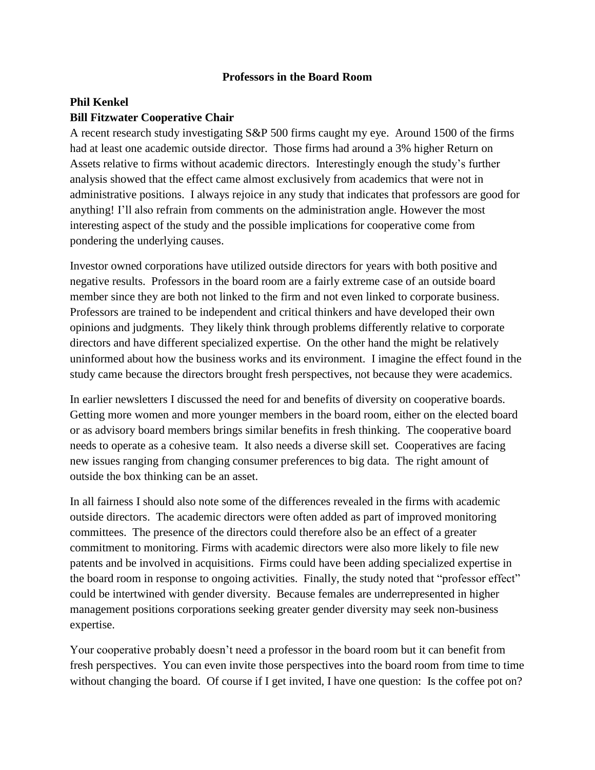# Professors in the Board Room

**Phil Kenkel**
**Bill Fitzwater Cooperative Chair**

A recent research study investigating S&P 500 firms caught my eye. Around 1500 of the firms had at least one academic outside director. Those firms had around a 3% higher Return on Assets relative to firms without academic directors. Interestingly enough the study's further analysis showed that the effect came almost exclusively from academics that were not in administrative positions. I always rejoice in any study that indicates that professors are good for anything! I'll also refrain from comments on the administration angle. However the most interesting aspect of the study and the possible implications for cooperative come from pondering the underlying causes.

Investor owned corporations have utilized outside directors for years with both positive and negative results. Professors in the board room are a fairly extreme case of an outside board member since they are both not linked to the firm and not even linked to corporate business. Professors are trained to be independent and critical thinkers and have developed their own opinions and judgments. They likely think through problems differently relative to corporate directors and have different specialized expertise. On the other hand the might be relatively uninformed about how the business works and its environment. I imagine the effect found in the study came because the directors brought fresh perspectives, not because they were academics.

In earlier newsletters I discussed the need for and benefits of diversity on cooperative boards. Getting more women and more younger members in the board room, either on the elected board or as advisory board members brings similar benefits in fresh thinking. The cooperative board needs to operate as a cohesive team. It also needs a diverse skill set. Cooperatives are facing new issues ranging from changing consumer preferences to big data. The right amount of outside the box thinking can be an asset.

In all fairness I should also note some of the differences revealed in the firms with academic outside directors. The academic directors were often added as part of improved monitoring committees. The presence of the directors could therefore also be an effect of a greater commitment to monitoring. Firms with academic directors were also more likely to file new patents and be involved in acquisitions. Firms could have been adding specialized expertise in the board room in response to ongoing activities. Finally, the study noted that "professor effect" could be intertwined with gender diversity. Because females are underrepresented in higher management positions corporations seeking greater gender diversity may seek non-business expertise.

Your cooperative probably doesn't need a professor in the board room but it can benefit from fresh perspectives. You can even invite those perspectives into the board room from time to time without changing the board. Of course if I get invited, I have one question: Is the coffee pot on?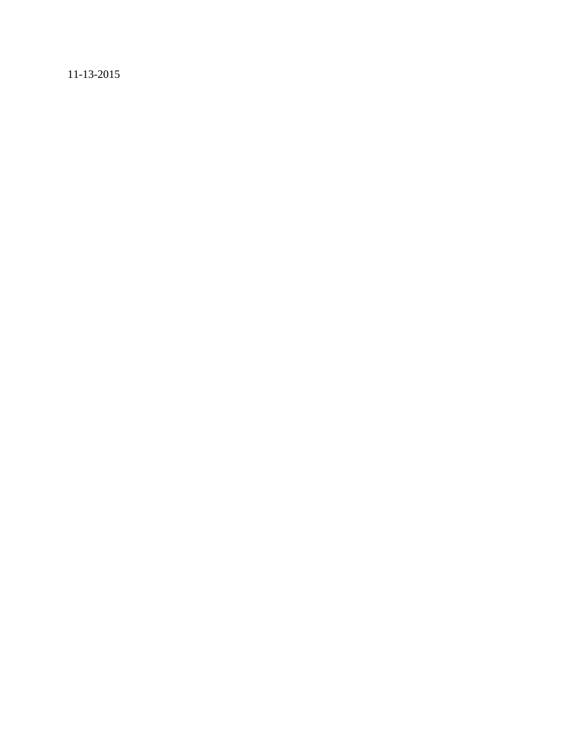11-13-2015